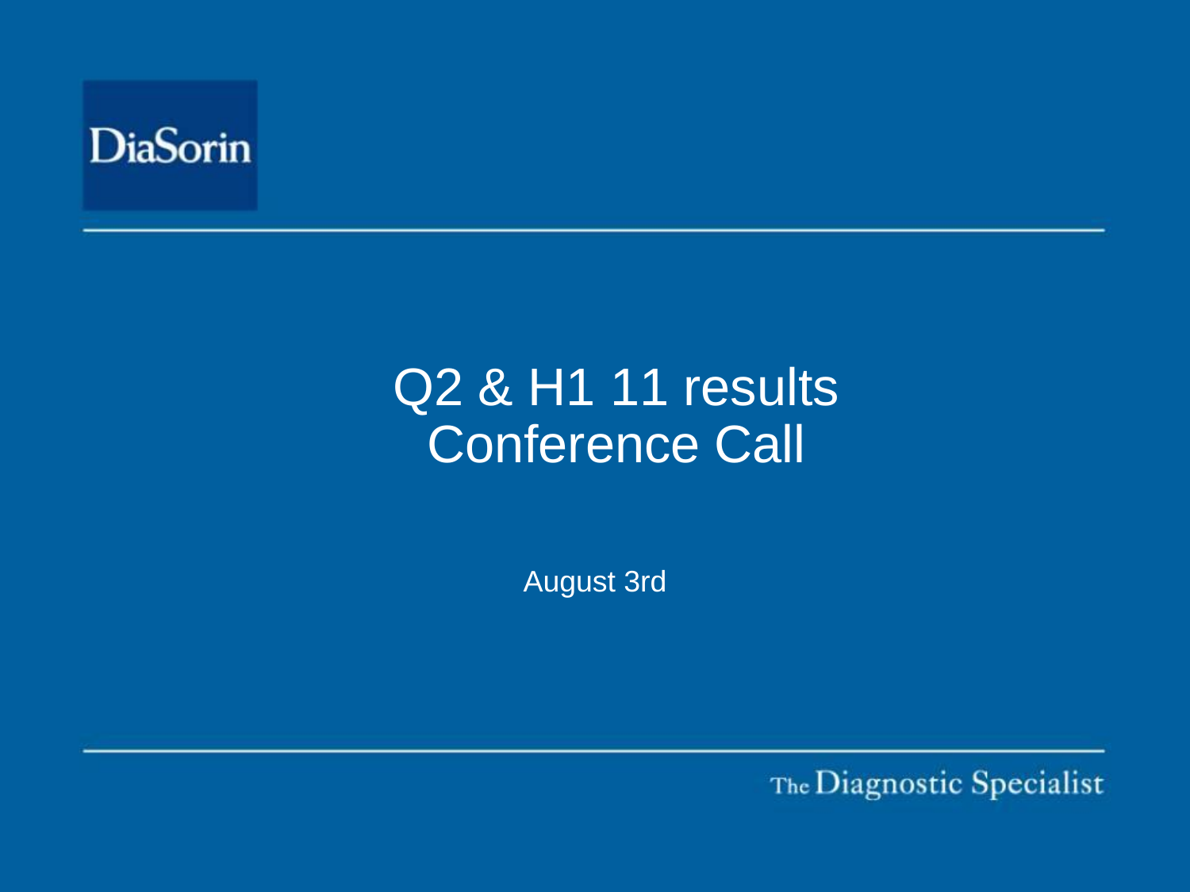DiaSorin

# Q2 & H1 11 results Conference Call

August 3rd

The Diagnostic Specialist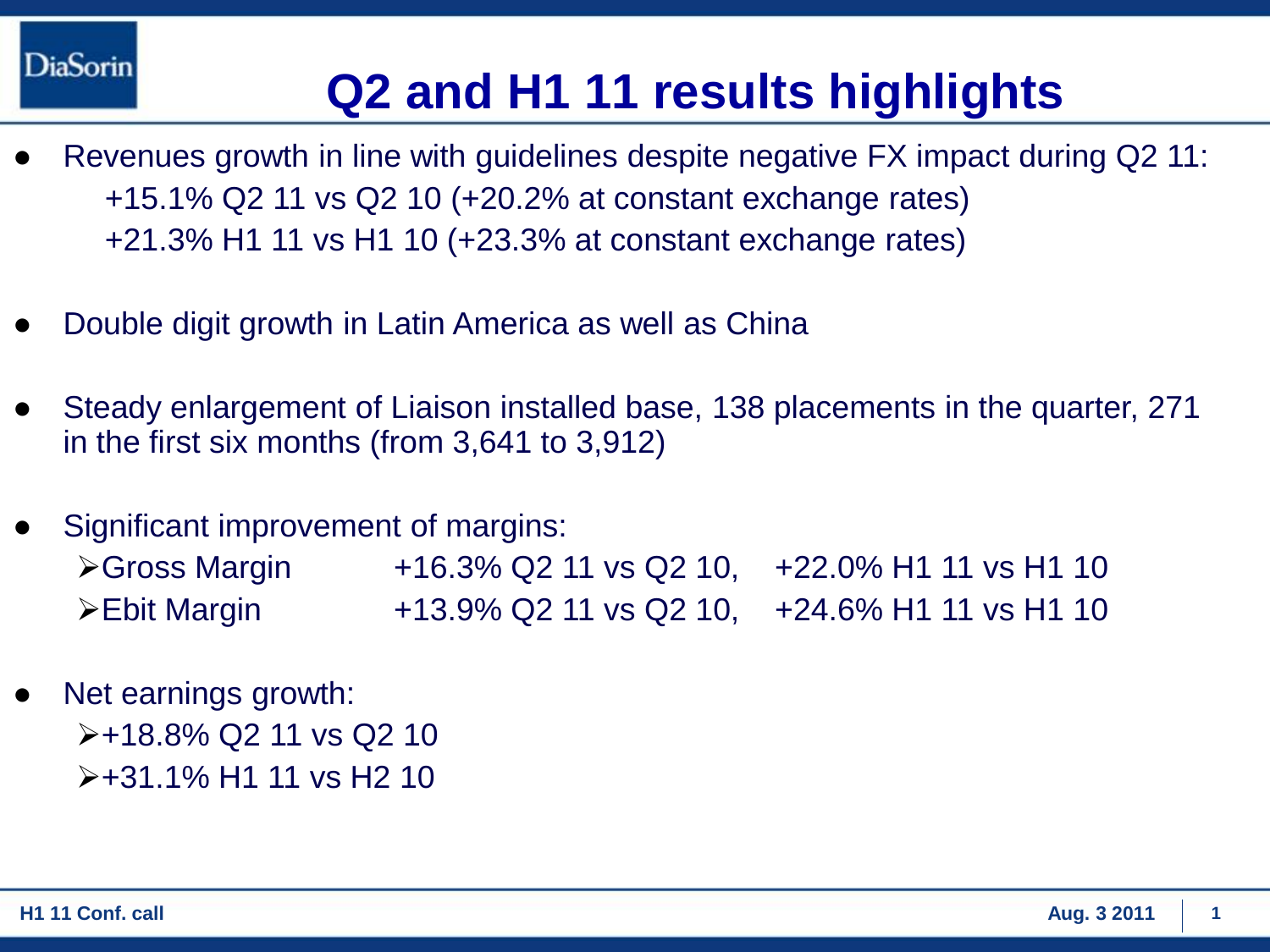# Q2 and H1 11 results highlights

- Revenues growth in line with guidelines despite negative FX impact during Q2 11:
  +15.1% Q2 11 vs Q2 10 (+20.2% at constant exchange rates)
  +21.3% H1 11 vs H1 10 (+23.3% at constant exchange rates)
- Double digit growth in Latin America as well as China
- Steady enlargement of Liaison installed base, 138 placements in the quarter, 271 in the first six months (from 3,641 to 3,912)
- Significant improvement of margins:
  - Gross Margin +16.3% Q2 11 vs Q2 10, +22.0% H1 11 vs H1 10
  - Ebit Margin +13.9% Q2 11 vs Q2 10, +24.6% H1 11 vs H1 10
- Net earnings growth:
  - +18.8% Q2 11 vs Q2 10
  - +31.1% H1 11 vs H2 10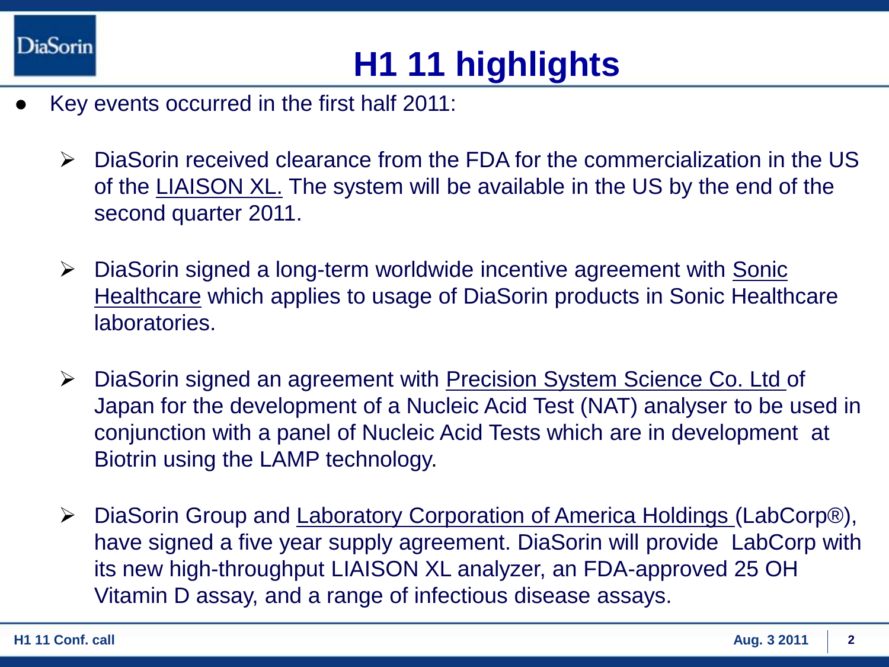# H1 11 highlights

- Key events occurred in the first half 2011:
  - DiaSorin received clearance from the FDA for the commercialization in the US of the LIAISON XL. The system will be available in the US by the end of the second quarter 2011.
  - DiaSorin signed a long-term worldwide incentive agreement with Sonic Healthcare which applies to usage of DiaSorin products in Sonic Healthcare laboratories.
  - DiaSorin signed an agreement with Precision System Science Co. Ltd of Japan for the development of a Nucleic Acid Test (NAT) analyser to be used in conjunction with a panel of Nucleic Acid Tests which are in development at Biotrin using the LAMP technology.
  - DiaSorin Group and Laboratory Corporation of America Holdings (LabCorp®), have signed a five year supply agreement. DiaSorin will provide LabCorp with its new high-throughput LIAISON XL analyzer, an FDA-approved 25 OH Vitamin D assay, and a range of infectious disease assays.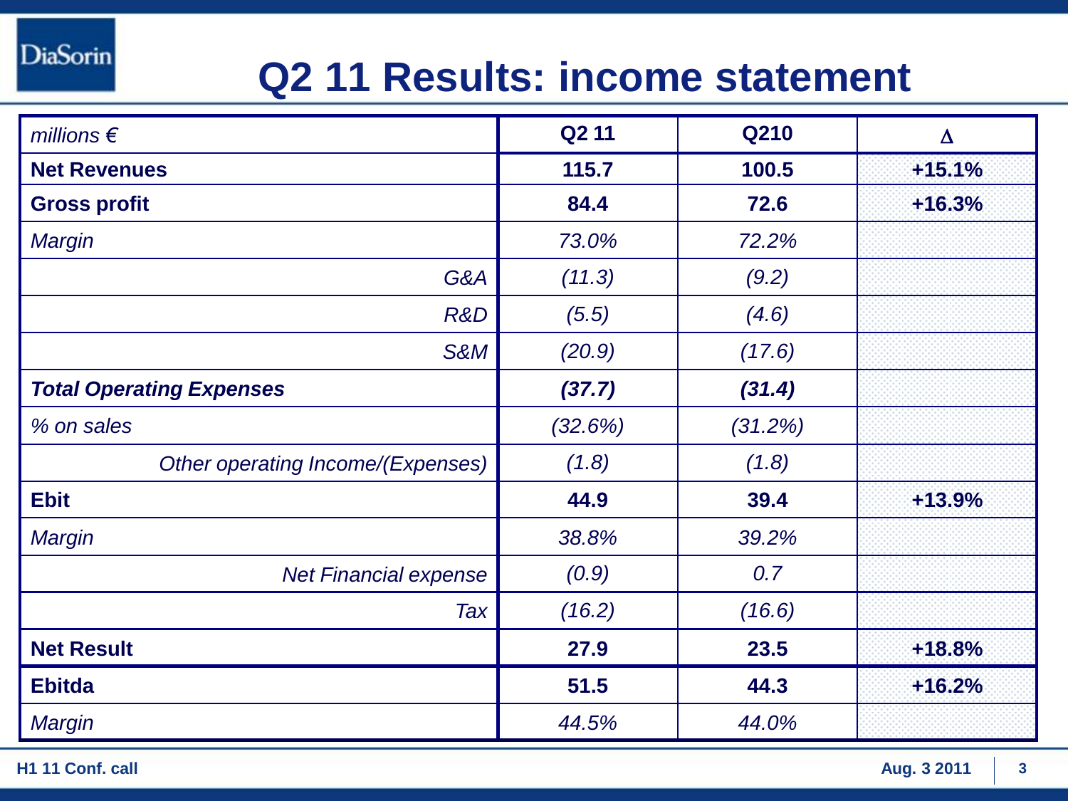# Q2 11 Results: income statement

| *millions €* | **Q2 11** | **Q210** | **Δ** |
|---|---|---|---|
| **Net Revenues** | **115.7** | **100.5** | **+15.1%** |
| **Gross profit** | **84.4** | **72.6** | **+16.3%** |
| *Margin* | *73.0%* | *72.2%* | |
| *G&A* | *(11.3)* | *(9.2)* | |
| *R&D* | *(5.5)* | *(4.6)* | |
| *S&M* | *(20.9)* | *(17.6)* | |
| ***Total Operating Expenses*** | ***(37.7)*** | ***(31.4)*** | |
| *% on sales* | *(32.6%)* | *(31.2%)* | |
| *Other operating Income/(Expenses)* | *(1.8)* | *(1.8)* | |
| **Ebit** | **44.9** | **39.4** | **+13.9%** |
| *Margin* | *38.8%* | *39.2%* | |
| *Net Financial expense* | *(0.9)* | *0.7* | |
| *Tax* | *(16.2)* | *(16.6)* | |
| **Net Result** | **27.9** | **23.5** | **+18.8%** |
| **Ebitda** | **51.5** | **44.3** | **+16.2%** |
| *Margin* | *44.5%* | *44.0%* | |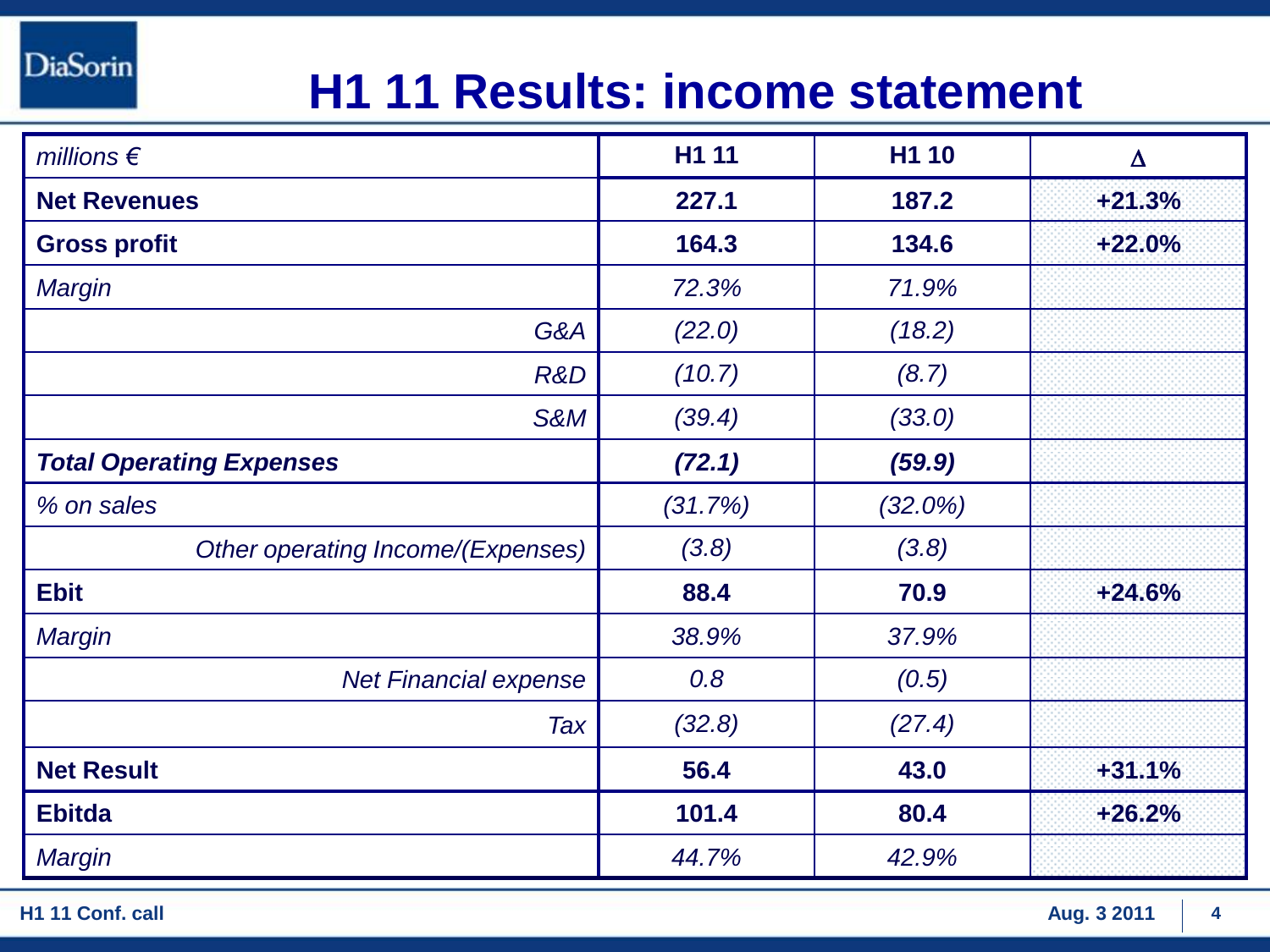# H1 11 Results: income statement

| *millions €* | **H1 11** | **H1 10** | **Δ** |
|---|---|---|---|
| **Net Revenues** | **227.1** | **187.2** | **+21.3%** |
| **Gross profit** | **164.3** | **134.6** | **+22.0%** |
| *Margin* | *72.3%* | *71.9%* | |
| *G&A* | *(22.0)* | *(18.2)* | |
| *R&D* | *(10.7)* | *(8.7)* | |
| *S&M* | *(39.4)* | *(33.0)* | |
| ***Total Operating Expenses*** | ***(72.1)*** | ***(59.9)*** | |
| *% on sales* | *(31.7%)* | *(32.0%)* | |
| *Other operating Income/(Expenses)* | *(3.8)* | *(3.8)* | |
| **Ebit** | **88.4** | **70.9** | **+24.6%** |
| *Margin* | *38.9%* | *37.9%* | |
| *Net Financial expense* | *0.8* | *(0.5)* | |
| *Tax* | *(32.8)* | *(27.4)* | |
| **Net Result** | **56.4** | **43.0** | **+31.1%** |
| **Ebitda** | **101.4** | **80.4** | **+26.2%** |
| *Margin* | *44.7%* | *42.9%* | |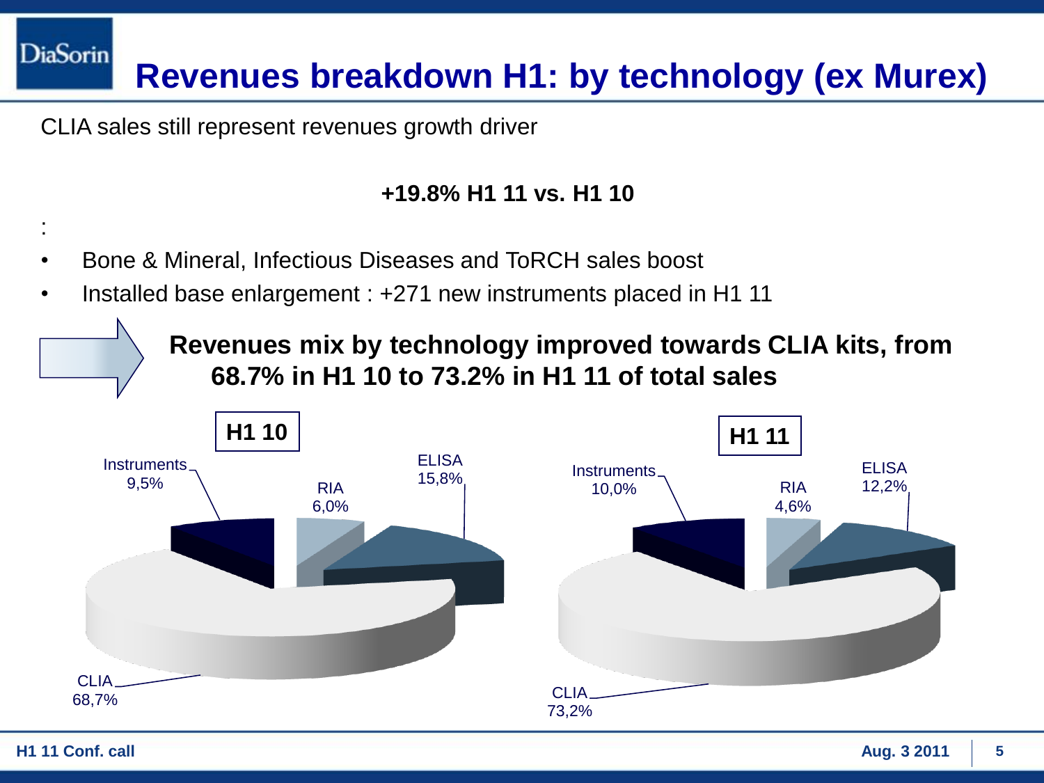# Revenues breakdown H1: by technology (ex Murex)

CLIA sales still represent revenues growth driver

**+19.8% H1 11 vs. H1 10**

:

- Bone & Mineral, Infectious Diseases and ToRCH sales boost
- Installed base enlargement : +271 new instruments placed in H1 11

**Revenues mix by technology improved towards CLIA kits, from 68.7% in H1 10 to 73.2% in H1 11 of total sales**

| Technology | H1 10 | H1 11 |
| --- | --- | --- |
| CLIA | 68,7% | 73,2% |
| ELISA | 15,8% | 12,2% |
| RIA | 6,0% | 4,6% |
| Instruments | 9,5% | 10,0% |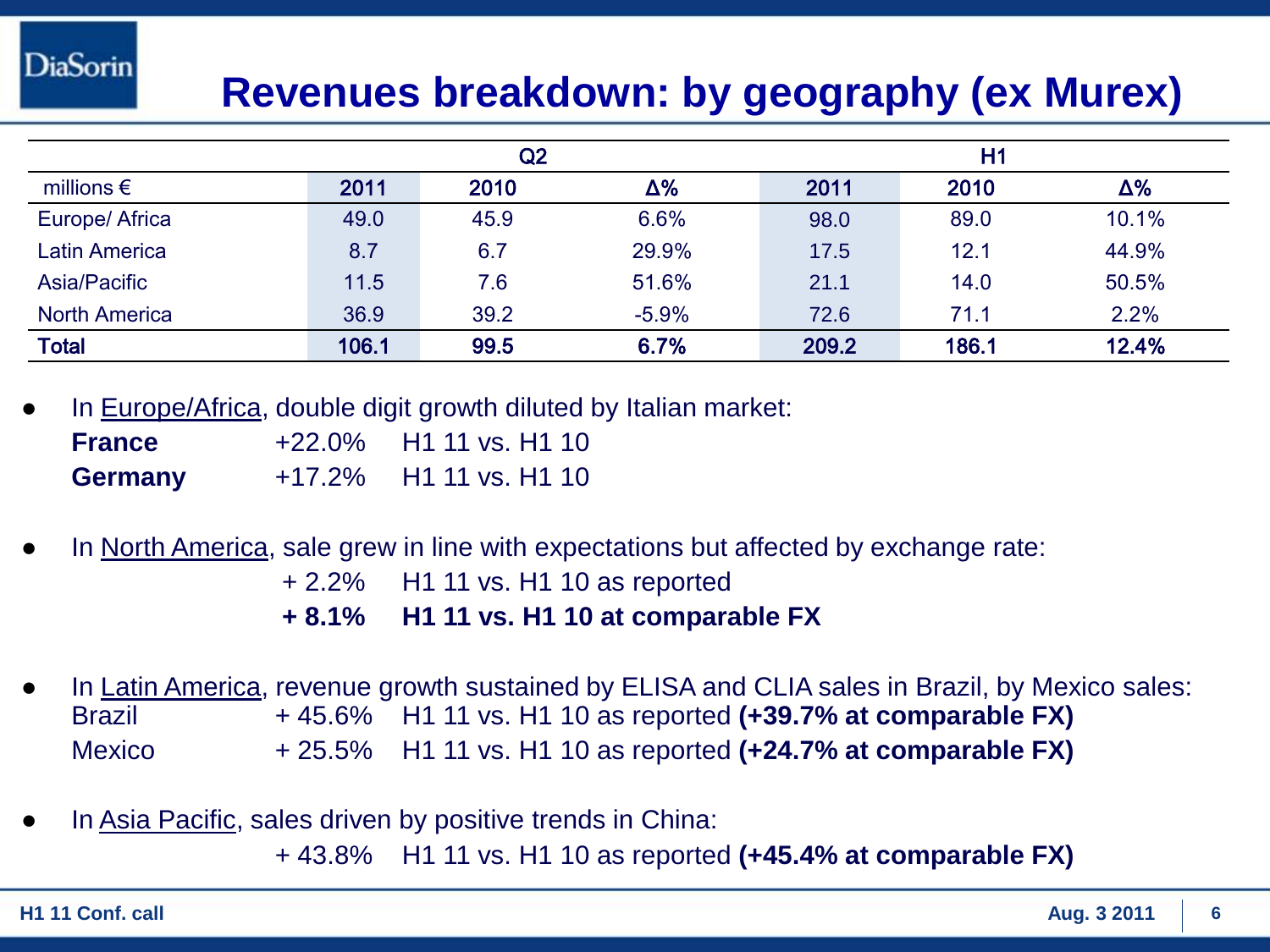# Revenues breakdown: by geography (ex Murex)

| | Q2 | | | H1 | | |
|---|---|---|---|---|---|---|
| millions € | 2011 | 2010 | Δ% | 2011 | 2010 | Δ% |
| Europe/ Africa | 49.0 | 45.9 | 6.6% | 98.0 | 89.0 | 10.1% |
| Latin America | 8.7 | 6.7 | 29.9% | 17.5 | 12.1 | 44.9% |
| Asia/Pacific | 11.5 | 7.6 | 51.6% | 21.1 | 14.0 | 50.5% |
| North America | 36.9 | 39.2 | -5.9% | 72.6 | 71.1 | 2.2% |
| **Total** | **106.1** | **99.5** | **6.7%** | **209.2** | **186.1** | **12.4%** |

- In Europe/Africa, double digit growth diluted by Italian market:
  - **France** +22.0% H1 11 vs. H1 10
  - **Germany** +17.2% H1 11 vs. H1 10

- In North America, sale grew in line with expectations but affected by exchange rate:
  - + 2.2% H1 11 vs. H1 10 as reported
  - **+ 8.1% H1 11 vs. H1 10 at comparable FX**

- In Latin America, revenue growth sustained by ELISA and CLIA sales in Brazil, by Mexico sales:
  - Brazil + 45.6% H1 11 vs. H1 10 as reported **(+39.7% at comparable FX)**
  - Mexico + 25.5% H1 11 vs. H1 10 as reported **(+24.7% at comparable FX)**

- In Asia Pacific, sales driven by positive trends in China:
  - + 43.8% H1 11 vs. H1 10 as reported **(+45.4% at comparable FX)**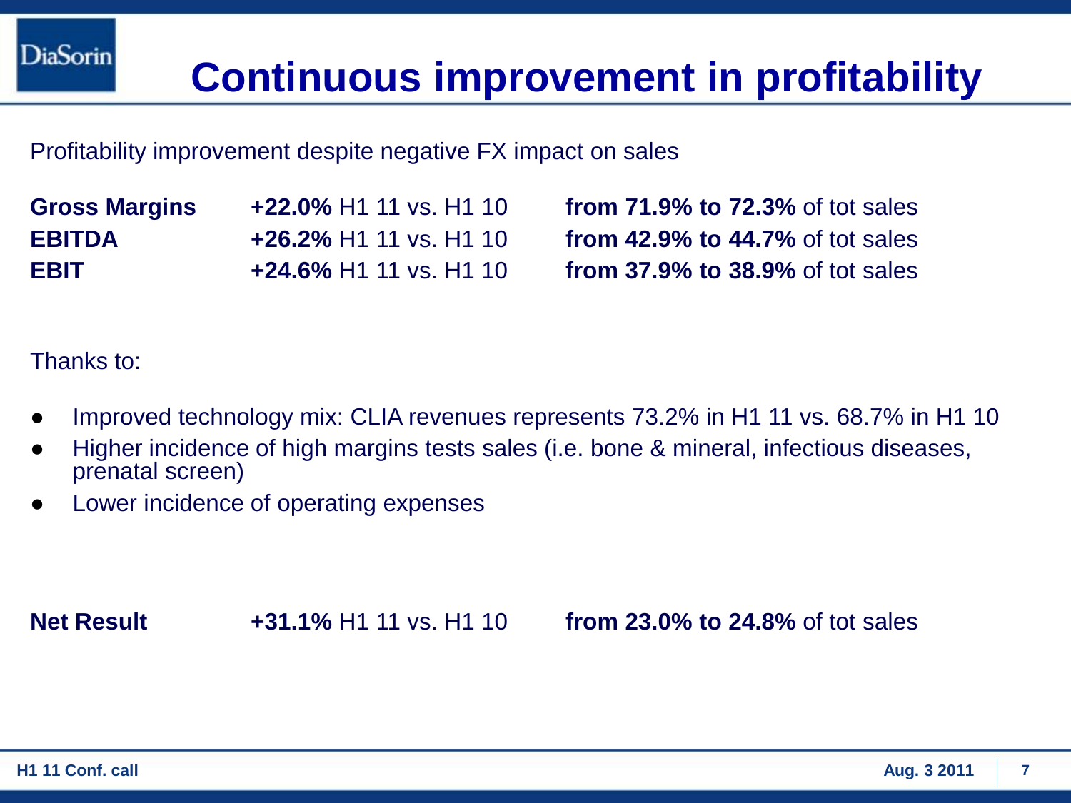# Continuous improvement in profitability

Profitability improvement despite negative FX impact on sales

| | | |
|---|---|---|
| **Gross Margins** | **+22.0%** H1 11 vs. H1 10 | **from 71.9% to 72.3%** of tot sales |
| **EBITDA** | **+26.2%** H1 11 vs. H1 10 | **from 42.9% to 44.7%** of tot sales |
| **EBIT** | **+24.6%** H1 11 vs. H1 10 | **from 37.9% to 38.9%** of tot sales |

Thanks to:

- Improved technology mix: CLIA revenues represents 73.2% in H1 11 vs. 68.7% in H1 10
- Higher incidence of high margins tests sales (i.e. bone & mineral, infectious diseases, prenatal screen)
- Lower incidence of operating expenses

| | | |
|---|---|---|
| **Net Result** | **+31.1%** H1 11 vs. H1 10 | **from 23.0% to 24.8%** of tot sales |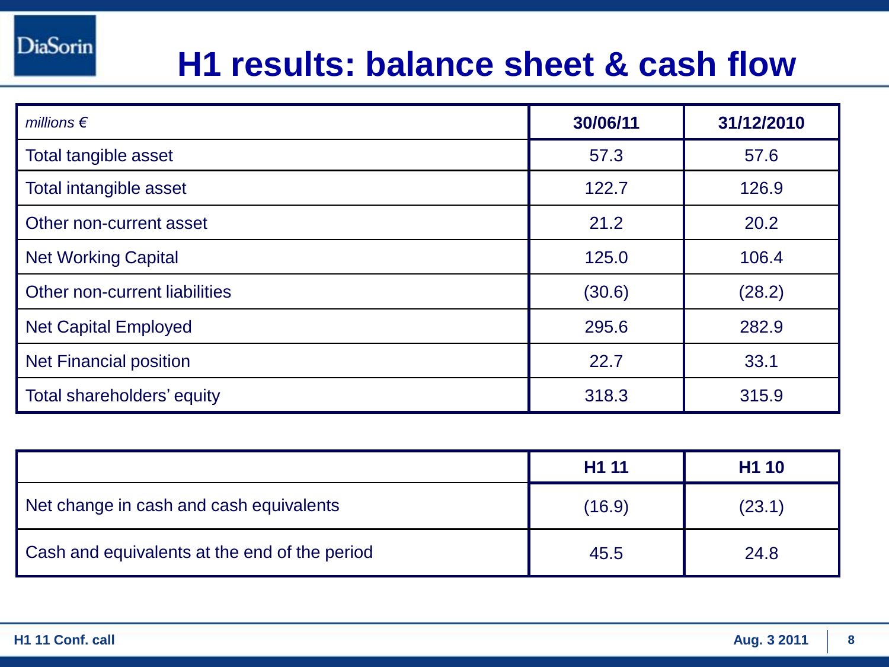# H1 results: balance sheet & cash flow

| *millions €* | 30/06/11 | 31/12/2010 |
|---|---|---|
| Total tangible asset | 57.3 | 57.6 |
| Total intangible asset | 122.7 | 126.9 |
| Other non-current asset | 21.2 | 20.2 |
| Net Working Capital | 125.0 | 106.4 |
| Other non-current liabilities | (30.6) | (28.2) |
| Net Capital Employed | 295.6 | 282.9 |
| Net Financial position | 22.7 | 33.1 |
| Total shareholders' equity | 318.3 | 315.9 |

| | H1 11 | H1 10 |
|---|---|---|
| Net change in cash and cash equivalents | (16.9) | (23.1) |
| Cash and equivalents at the end of the period | 45.5 | 24.8 |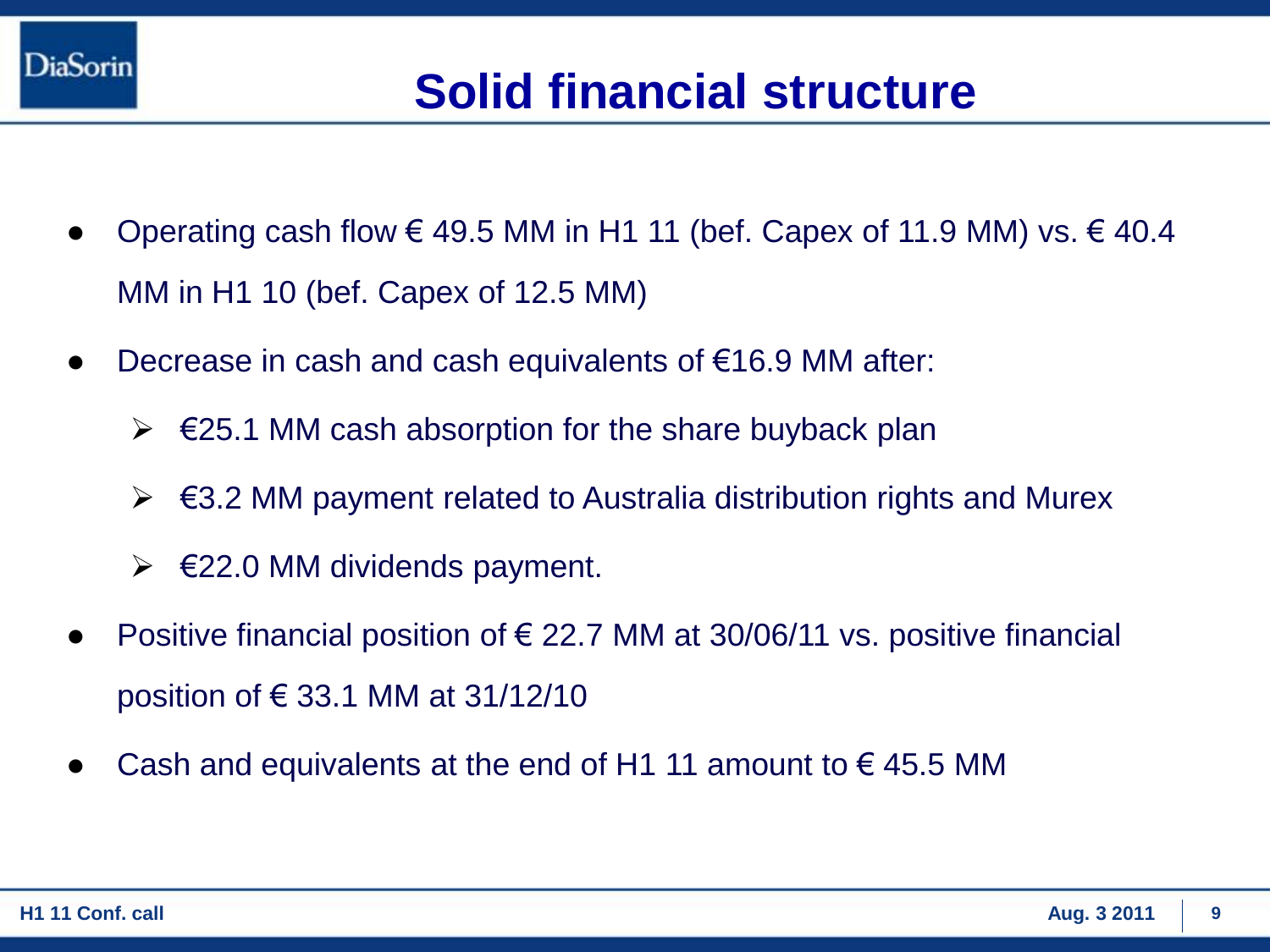# Solid financial structure

- Operating cash flow € 49.5 MM in H1 11 (bef. Capex of 11.9 MM) vs. € 40.4 MM in H1 10 (bef. Capex of 12.5 MM)
- Decrease in cash and cash equivalents of €16.9 MM after:
  - €25.1 MM cash absorption for the share buyback plan
  - €3.2 MM payment related to Australia distribution rights and Murex
  - €22.0 MM dividends payment.
- Positive financial position of € 22.7 MM at 30/06/11 vs. positive financial position of € 33.1 MM at 31/12/10
- Cash and equivalents at the end of H1 11 amount to € 45.5 MM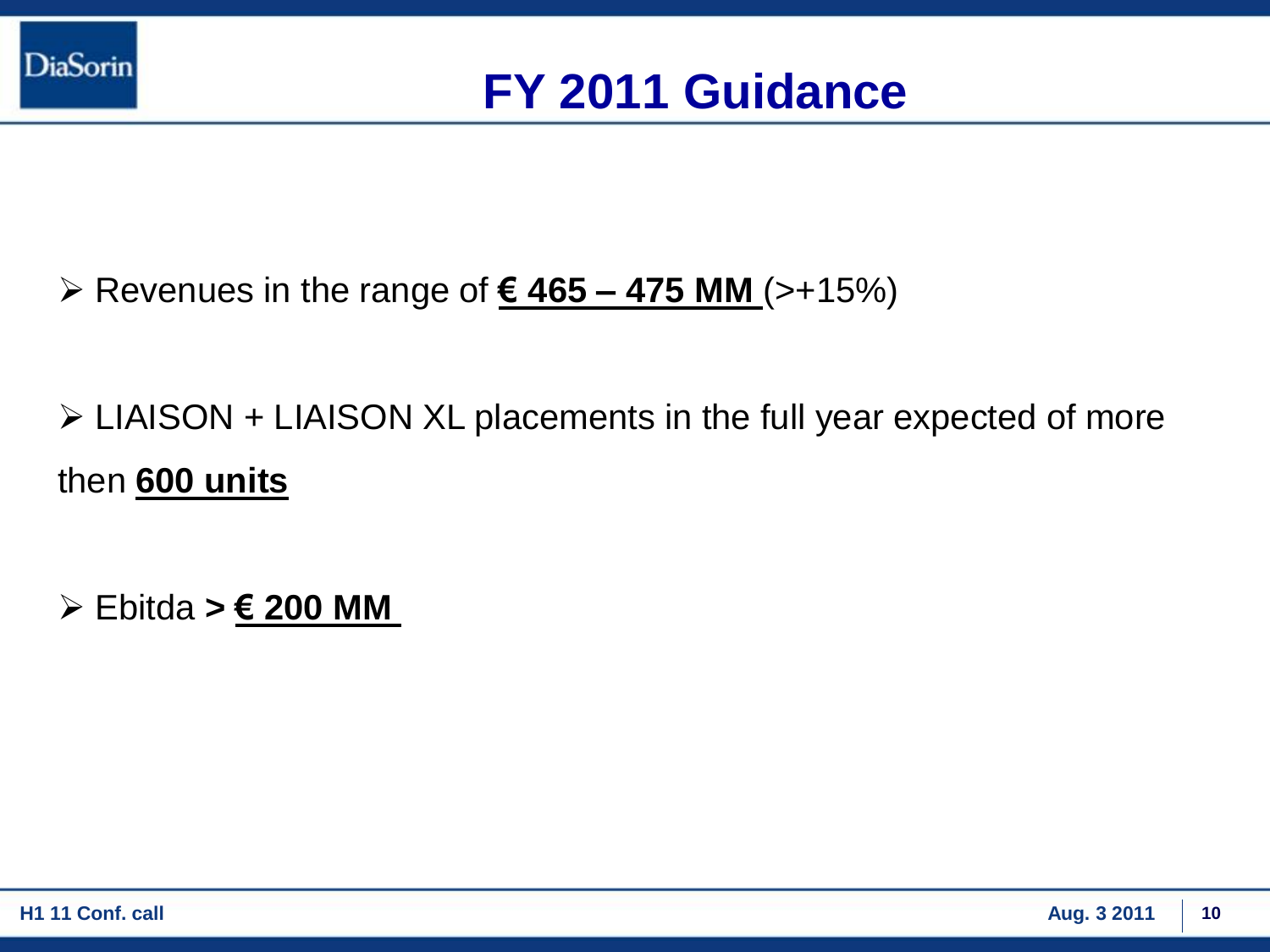# FY 2011 Guidance

- Revenues in the range of **€ 465 – 475 MM** (>+15%)
- LIAISON + LIAISON XL placements in the full year expected of more then **600 units**
- Ebitda **> € 200 MM**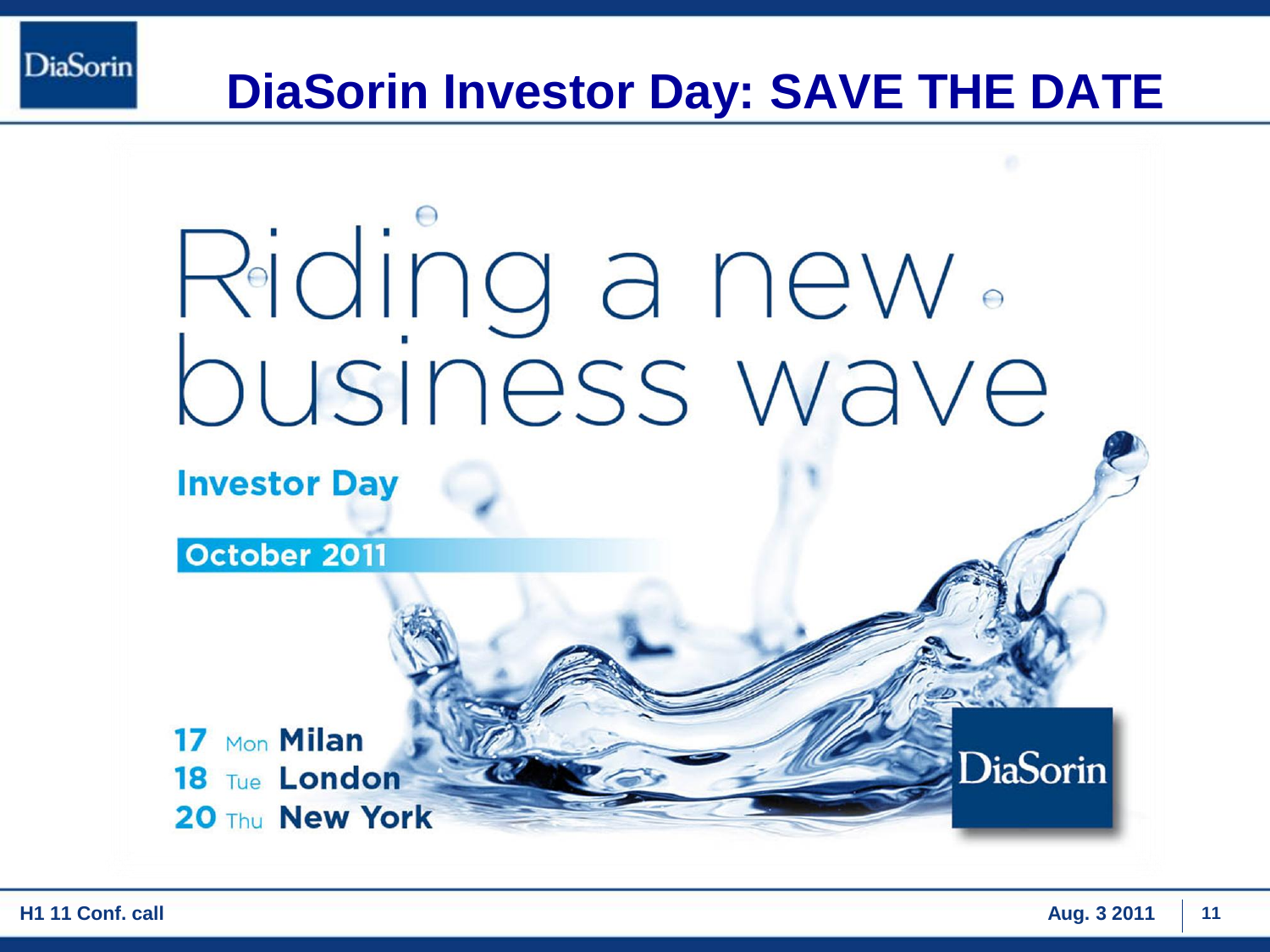# DiaSorin Investor Day: SAVE THE DATE

Riding a new business wave

**Investor Day**

**October 2011**

**17** Mon **Milan**
**18** Tue **London**
**20** Thu **New York**

DiaSorin